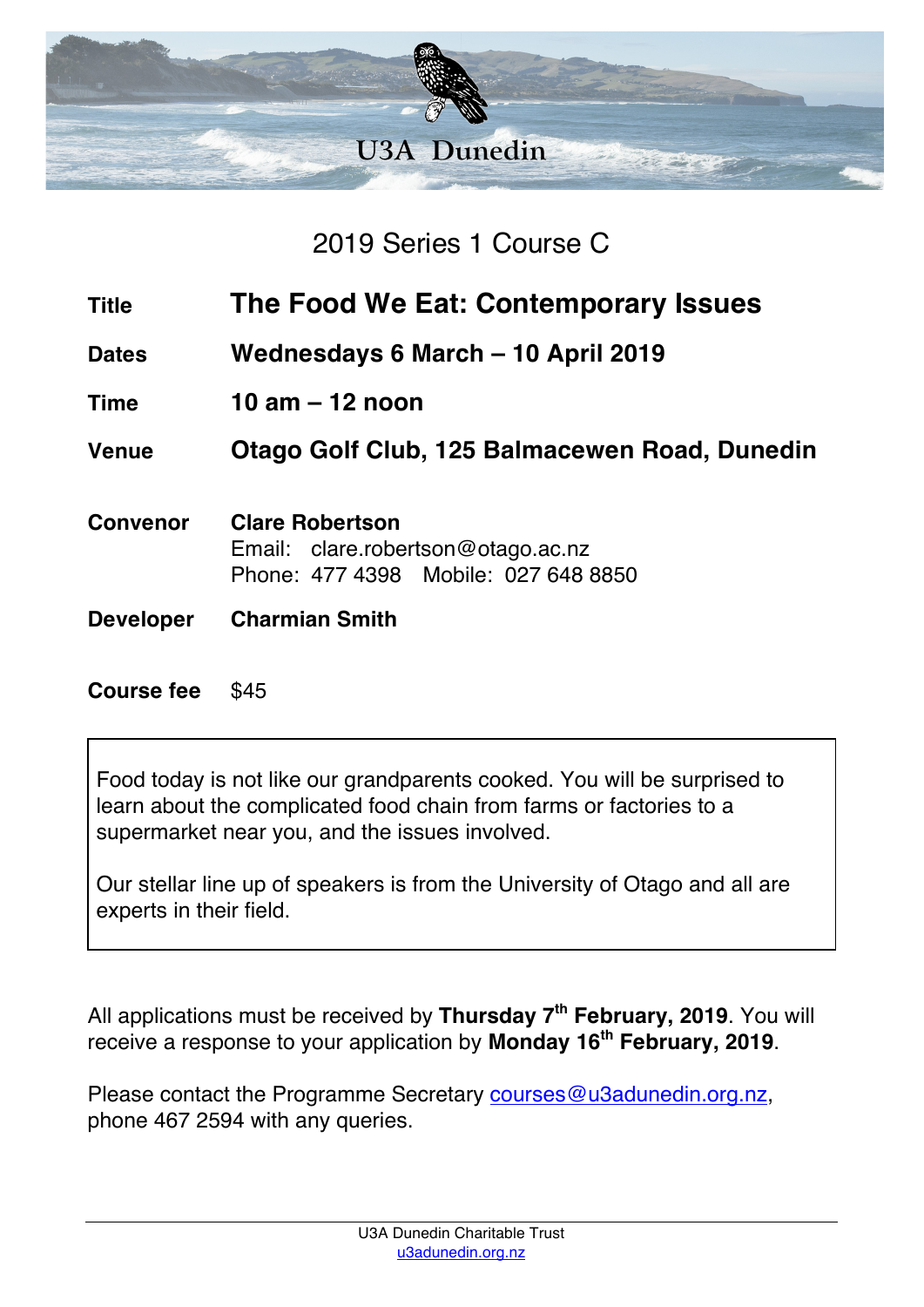U3A Dunedin

# 2019 Series 1 Course C

| | |
|---|---|
| **Title** | **The Food We Eat: Contemporary Issues** |
| **Dates** | **Wednesdays 6 March – 10 April 2019** |
| **Time** | **10 am – 12 noon** |
| **Venue** | **Otago Golf Club, 125 Balmacewen Road, Dunedin** |
| **Convenor** | **Clare Robertson**<br>Email: clare.robertson@otago.ac.nz<br>Phone: 477 4398 Mobile: 027 648 8850 |
| **Developer** | **Charmian Smith** |
| **Course fee** | $45 |

Food today is not like our grandparents cooked. You will be surprised to learn about the complicated food chain from farms or factories to a supermarket near you, and the issues involved.

Our stellar line up of speakers is from the University of Otago and all are experts in their field.

All applications must be received by **Thursday 7th February, 2019**. You will receive a response to your application by **Monday 16th February, 2019**.

Please contact the Programme Secretary courses@u3adunedin.org.nz, phone 467 2594 with any queries.

U3A Dunedin Charitable Trust
u3adunedin.org.nz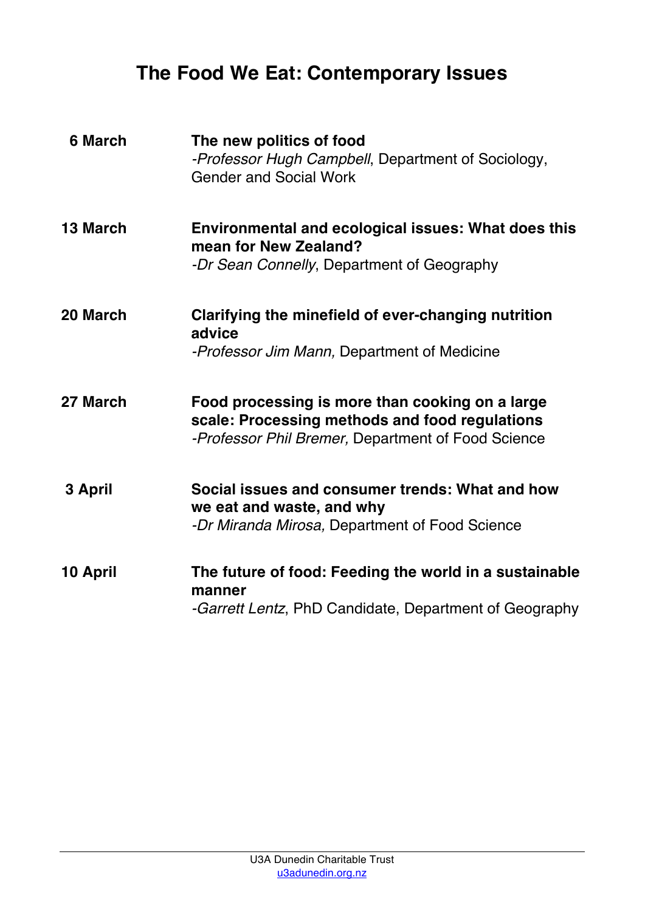# The Food We Eat: Contemporary Issues

| | |
|---|---|
| **6 March** | **The new politics of food**<br>-*Professor Hugh Campbell*, Department of Sociology, Gender and Social Work |
| **13 March** | **Environmental and ecological issues: What does this mean for New Zealand?**<br>-*Dr Sean Connelly*, Department of Geography |
| **20 March** | **Clarifying the minefield of ever-changing nutrition advice**<br>-*Professor Jim Mann,* Department of Medicine |
| **27 March** | **Food processing is more than cooking on a large scale: Processing methods and food regulations**<br>-*Professor Phil Bremer,* Department of Food Science |
| **3 April** | **Social issues and consumer trends: What and how we eat and waste, and why**<br>-*Dr Miranda Mirosa,* Department of Food Science |
| **10 April** | **The future of food: Feeding the world in a sustainable manner**<br>-*Garrett Lentz*, PhD Candidate, Department of Geography |

U3A Dunedin Charitable Trust
u3adunedin.org.nz